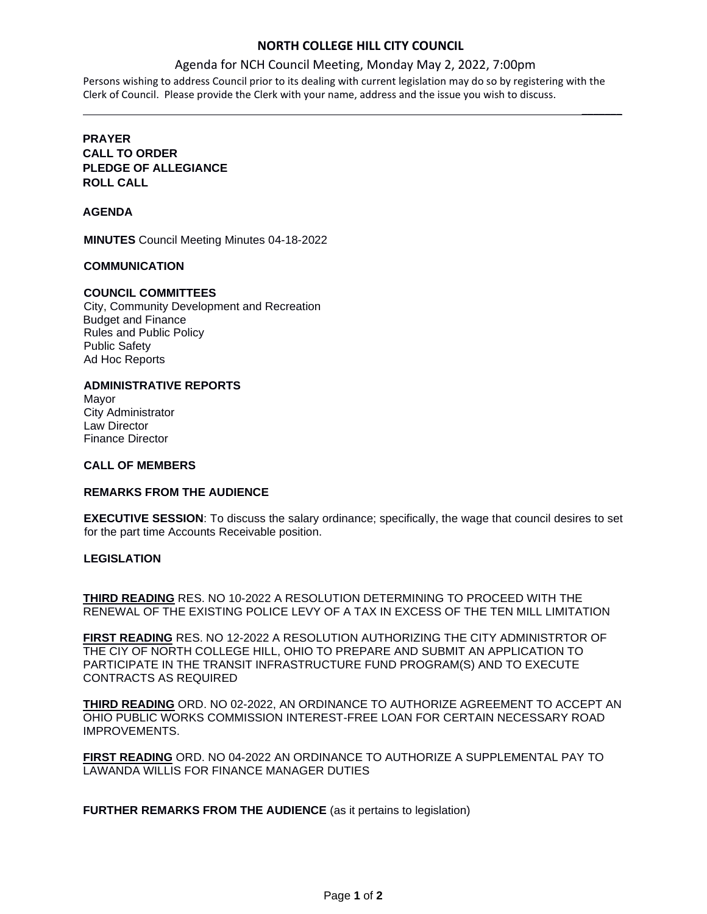# NORTH COLLEGE HILL CITY COUNCIL

Agenda for NCH Council Meeting, Monday May 2, 2022, 7:00pm

Persons wishing to address Council prior to its dealing with current legislation may do so by registering with the Clerk of Council. Please provide the Clerk with your name, address and the issue you wish to discuss.

---

**PRAYER**
**CALL TO ORDER**
**PLEDGE OF ALLEGIANCE**
**ROLL CALL**

**AGENDA**

**MINUTES** Council Meeting Minutes 04-18-2022

**COMMUNICATION**

**COUNCIL COMMITTEES**
City, Community Development and Recreation
Budget and Finance
Rules and Public Policy
Public Safety
Ad Hoc Reports

**ADMINISTRATIVE REPORTS**
Mayor
City Administrator
Law Director
Finance Director

**CALL OF MEMBERS**

**REMARKS FROM THE AUDIENCE**

**EXECUTIVE SESSION**: To discuss the salary ordinance; specifically, the wage that council desires to set for the part time Accounts Receivable position.

**LEGISLATION**

**THIRD READING** RES. NO 10-2022 A RESOLUTION DETERMINING TO PROCEED WITH THE RENEWAL OF THE EXISTING POLICE LEVY OF A TAX IN EXCESS OF THE TEN MILL LIMITATION

**FIRST READING** RES. NO 12-2022 A RESOLUTION AUTHORIZING THE CITY ADMINISTRTOR OF THE CIY OF NORTH COLLEGE HILL, OHIO TO PREPARE AND SUBMIT AN APPLICATION TO PARTICIPATE IN THE TRANSIT INFRASTRUCTURE FUND PROGRAM(S) AND TO EXECUTE CONTRACTS AS REQUIRED

**THIRD READING** ORD. NO 02-2022, AN ORDINANCE TO AUTHORIZE AGREEMENT TO ACCEPT AN OHIO PUBLIC WORKS COMMISSION INTEREST-FREE LOAN FOR CERTAIN NECESSARY ROAD IMPROVEMENTS.

**FIRST READING** ORD. NO 04-2022 AN ORDINANCE TO AUTHORIZE A SUPPLEMENTAL PAY TO LAWANDA WILLIS FOR FINANCE MANAGER DUTIES

**FURTHER REMARKS FROM THE AUDIENCE** (as it pertains to legislation)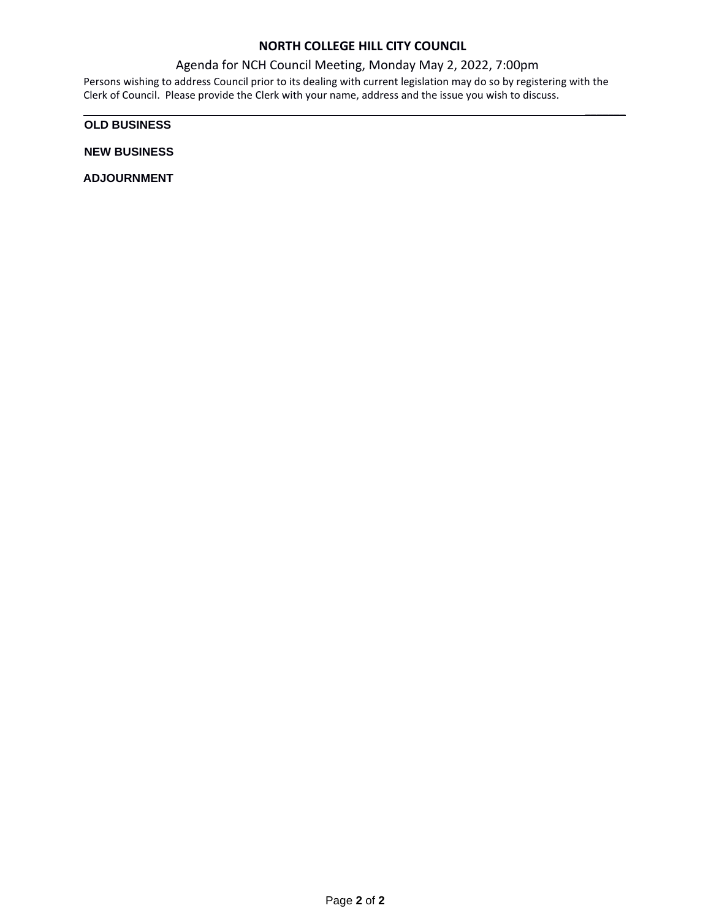**NORTH COLLEGE HILL CITY COUNCIL**

Agenda for NCH Council Meeting, Monday May 2, 2022, 7:00pm

Persons wishing to address Council prior to its dealing with current legislation may do so by registering with the Clerk of Council. Please provide the Clerk with your name, address and the issue you wish to discuss.

---

**OLD BUSINESS**

**NEW BUSINESS**

**ADJOURNMENT**